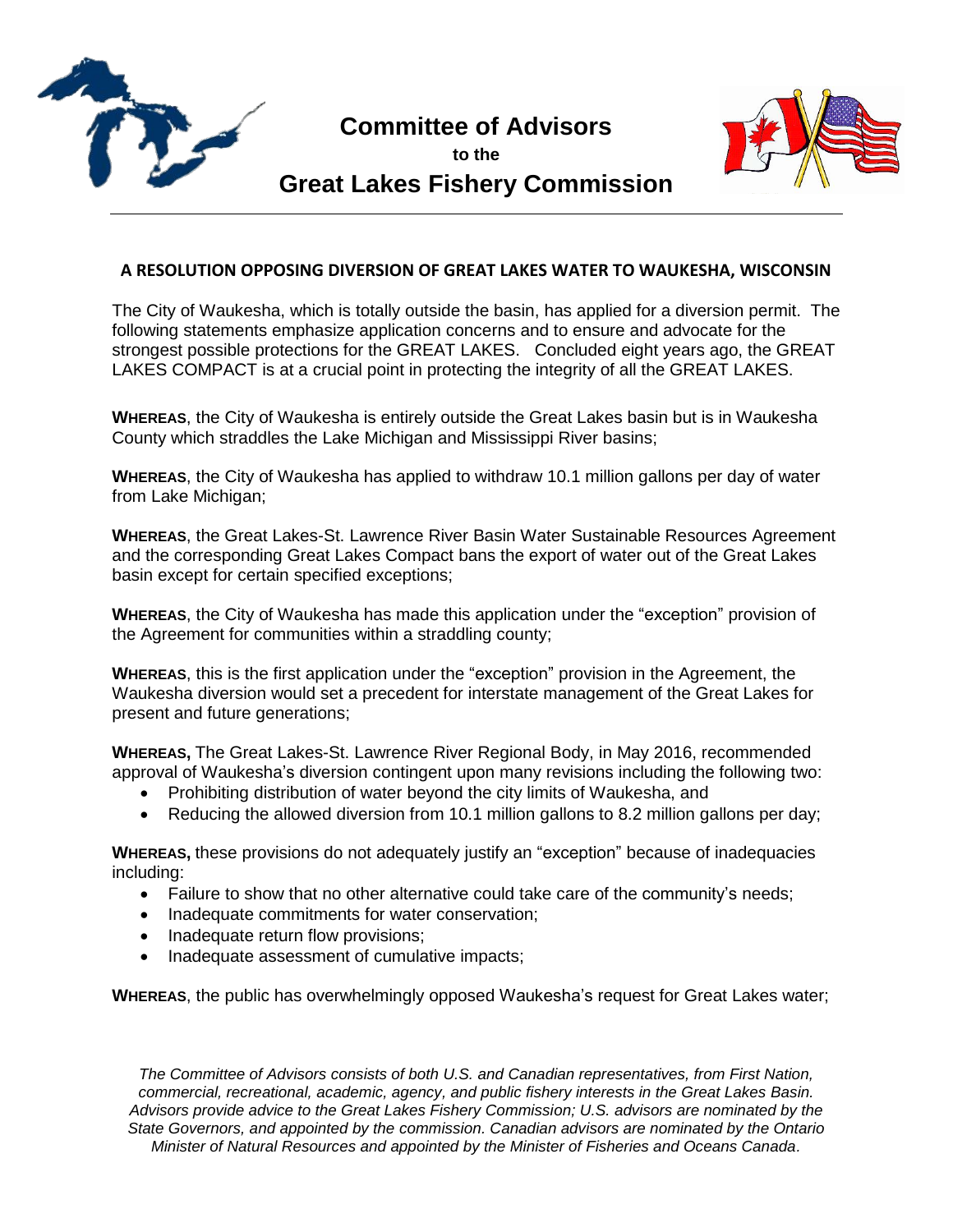# Committee of Advisors

**to the**

# Great Lakes Fishery Commission

---

## A RESOLUTION OPPOSING DIVERSION OF GREAT LAKES WATER TO WAUKESHA, WISCONSIN

The City of Waukesha, which is totally outside the basin, has applied for a diversion permit. The following statements emphasize application concerns and to ensure and advocate for the strongest possible protections for the GREAT LAKES. Concluded eight years ago, the GREAT LAKES COMPACT is at a crucial point in protecting the integrity of all the GREAT LAKES.

**WHEREAS**, the City of Waukesha is entirely outside the Great Lakes basin but is in Waukesha County which straddles the Lake Michigan and Mississippi River basins;

**WHEREAS**, the City of Waukesha has applied to withdraw 10.1 million gallons per day of water from Lake Michigan;

**WHEREAS**, the Great Lakes-St. Lawrence River Basin Water Sustainable Resources Agreement and the corresponding Great Lakes Compact bans the export of water out of the Great Lakes basin except for certain specified exceptions;

**WHEREAS**, the City of Waukesha has made this application under the "exception" provision of the Agreement for communities within a straddling county;

**WHEREAS**, this is the first application under the "exception" provision in the Agreement, the Waukesha diversion would set a precedent for interstate management of the Great Lakes for present and future generations;

**WHEREAS,** The Great Lakes-St. Lawrence River Regional Body, in May 2016, recommended approval of Waukesha's diversion contingent upon many revisions including the following two:

- Prohibiting distribution of water beyond the city limits of Waukesha, and
- Reducing the allowed diversion from 10.1 million gallons to 8.2 million gallons per day;

**WHEREAS,** these provisions do not adequately justify an "exception" because of inadequacies including:

- Failure to show that no other alternative could take care of the community's needs;
- Inadequate commitments for water conservation;
- Inadequate return flow provisions;
- Inadequate assessment of cumulative impacts;

**WHEREAS**, the public has overwhelmingly opposed Waukesha's request for Great Lakes water;

*The Committee of Advisors consists of both U.S. and Canadian representatives, from First Nation, commercial, recreational, academic, agency, and public fishery interests in the Great Lakes Basin. Advisors provide advice to the Great Lakes Fishery Commission; U.S. advisors are nominated by the State Governors, and appointed by the commission. Canadian advisors are nominated by the Ontario Minister of Natural Resources and appointed by the Minister of Fisheries and Oceans Canada.*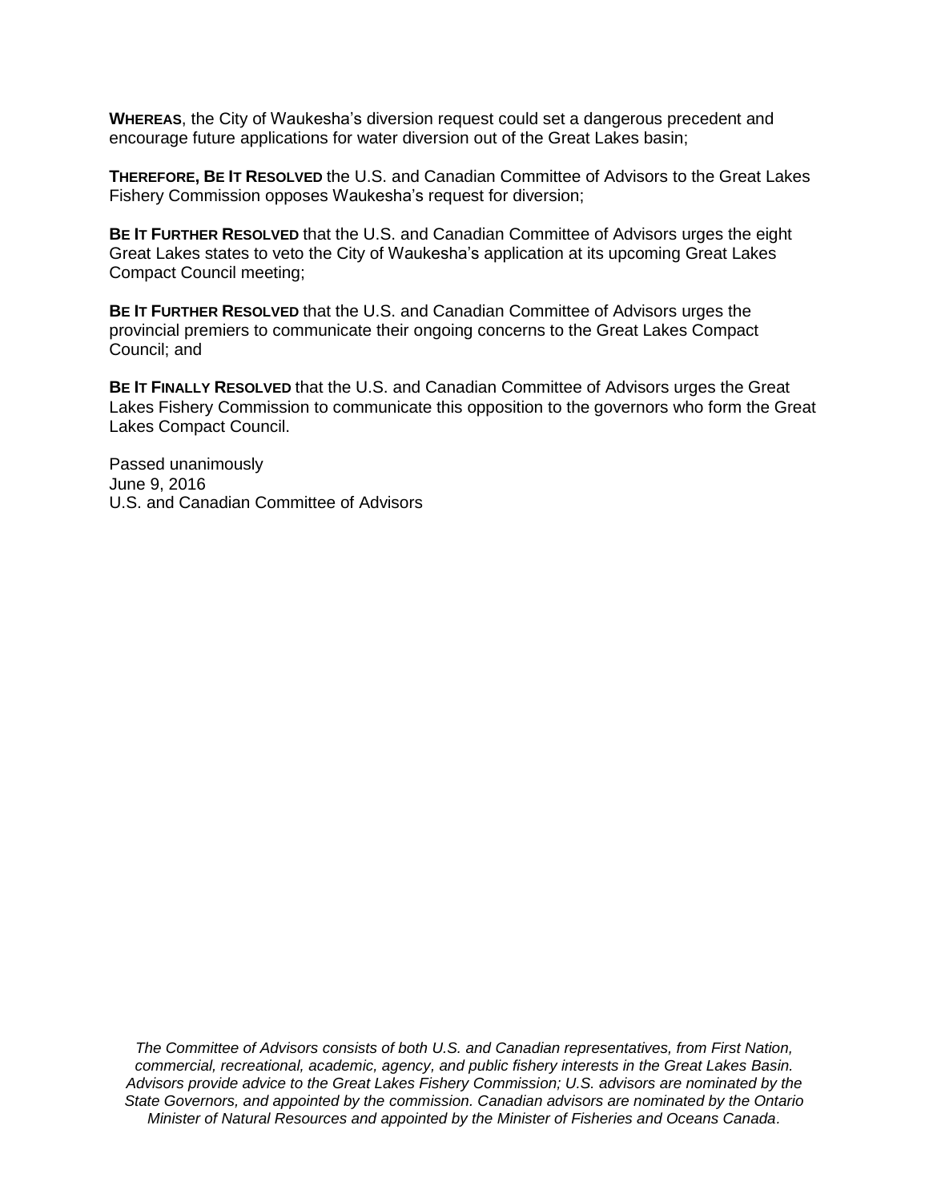**WHEREAS**, the City of Waukesha's diversion request could set a dangerous precedent and encourage future applications for water diversion out of the Great Lakes basin;

**THEREFORE, BE IT RESOLVED** the U.S. and Canadian Committee of Advisors to the Great Lakes Fishery Commission opposes Waukesha's request for diversion;

**BE IT FURTHER RESOLVED** that the U.S. and Canadian Committee of Advisors urges the eight Great Lakes states to veto the City of Waukesha's application at its upcoming Great Lakes Compact Council meeting;

**BE IT FURTHER RESOLVED** that the U.S. and Canadian Committee of Advisors urges the provincial premiers to communicate their ongoing concerns to the Great Lakes Compact Council; and

**BE IT FINALLY RESOLVED** that the U.S. and Canadian Committee of Advisors urges the Great Lakes Fishery Commission to communicate this opposition to the governors who form the Great Lakes Compact Council.

Passed unanimously
June 9, 2016
U.S. and Canadian Committee of Advisors

*The Committee of Advisors consists of both U.S. and Canadian representatives, from First Nation, commercial, recreational, academic, agency, and public fishery interests in the Great Lakes Basin. Advisors provide advice to the Great Lakes Fishery Commission; U.S. advisors are nominated by the State Governors, and appointed by the commission. Canadian advisors are nominated by the Ontario Minister of Natural Resources and appointed by the Minister of Fisheries and Oceans Canada.*